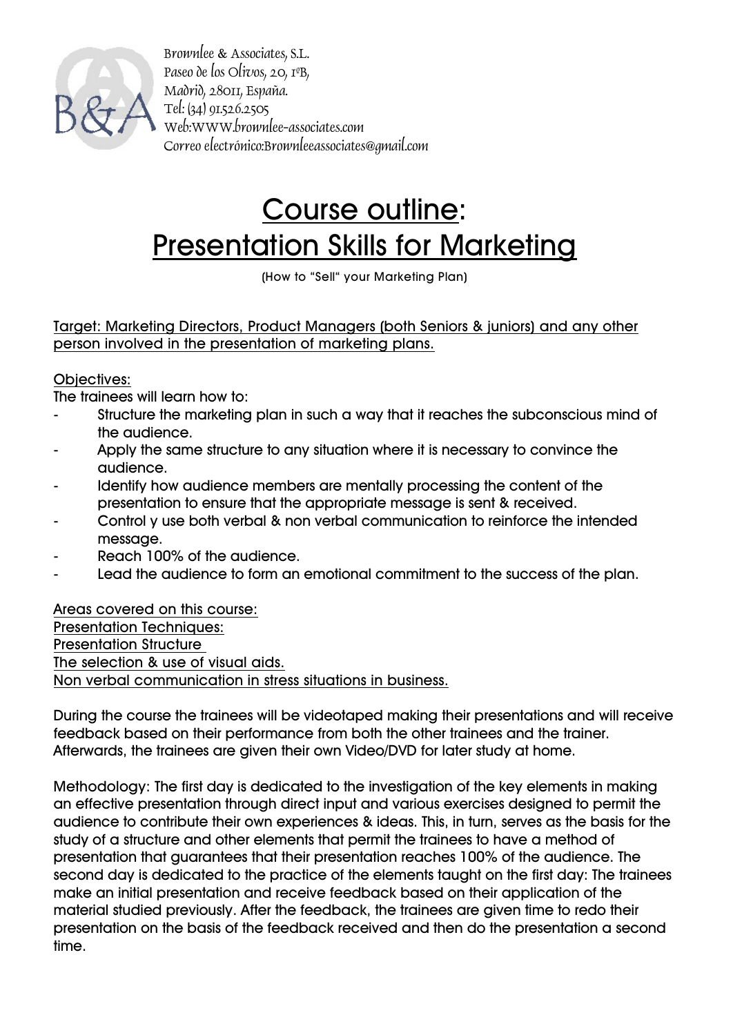Brownlee & Associates, S.L.
Paseo de los Olivos, 20, 1ºB,
Madrid, 28011, España.
Tel: (34) 91.526.2505
Web:WWW.brownlee-associates.com
Correo electrónico:Brownleeassociates@gmail.com

# Course outline: Presentation Skills for Marketing

(How to "Sell" your Marketing Plan)

Target: Marketing Directors, Product Managers (both Seniors & juniors) and any other person involved in the presentation of marketing plans.

Objectives:

The trainees will learn how to:

- Structure the marketing plan in such a way that it reaches the subconscious mind of the audience.
- Apply the same structure to any situation where it is necessary to convince the audience.
- Identify how audience members are mentally processing the content of the presentation to ensure that the appropriate message is sent & received.
- Control y use both verbal & non verbal communication to reinforce the intended message.
- Reach 100% of the audience.
- Lead the audience to form an emotional commitment to the success of the plan.

Areas covered on this course:
Presentation Techniques:
Presentation Structure
The selection & use of visual aids.
Non verbal communication in stress situations in business.

During the course the trainees will be videotaped making their presentations and will receive feedback based on their performance from both the other trainees and the trainer. Afterwards, the trainees are given their own Video/DVD for later study at home.

Methodology: The first day is dedicated to the investigation of the key elements in making an effective presentation through direct input and various exercises designed to permit the audience to contribute their own experiences & ideas. This, in turn, serves as the basis for the study of a structure and other elements that permit the trainees to have a method of presentation that guarantees that their presentation reaches 100% of the audience. The second day is dedicated to the practice of the elements taught on the first day: The trainees make an initial presentation and receive feedback based on their application of the material studied previously. After the feedback, the trainees are given time to redo their presentation on the basis of the feedback received and then do the presentation a second time.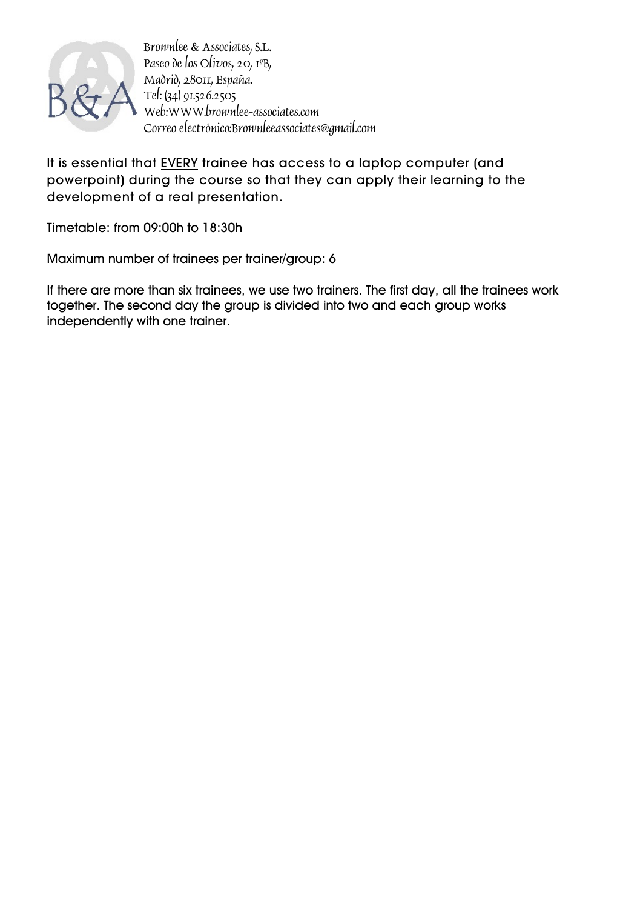Brownlee & Associates, S.L.
Paseo de los Olivos, 20, 1ºB,
Madrid, 28011, España.
Tel: (34) 91.526.2505
Web:WWW.brownlee-associates.com
Correo electrónico:Brownleeassociates@gmail.com

It is essential that <u>EVERY</u> trainee has access to a laptop computer (and powerpoint) during the course so that they can apply their learning to the development of a real presentation.

Timetable: from 09:00h to 18:30h

Maximum number of trainees per trainer/group: 6

If there are more than six trainees, we use two trainers. The first day, all the trainees work together. The second day the group is divided into two and each group works independently with one trainer.